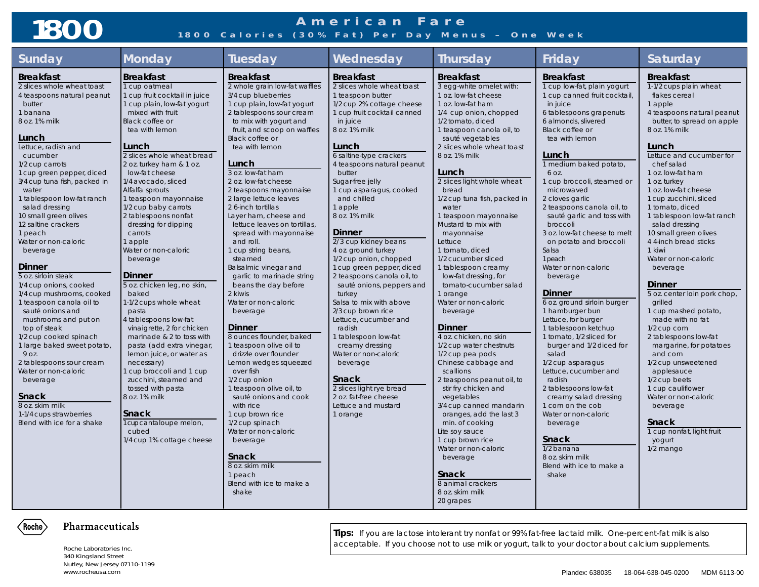# 1800 American Fare

**1800 Calories (30% Fat) Per Day Menus – One Week**

## Sunday

### Breakfast
2 slices whole wheat toast
4 teaspoons natural peanut butter
1 banana
8 oz. 1% milk

### Lunch
Lettuce, radish and cucumber
1/2 cup carrots
1 cup green pepper, diced
3/4 cup tuna fish, packed in water
1 tablespoon low-fat ranch salad dressing
10 small green olives
12 saltine crackers
1 peach
Water or non-caloric beverage

### Dinner
5 oz. sirloin steak
1/4 cup onions, cooked
1/4 cup mushrooms, cooked
1 teaspoon canola oil to sauté onions and mushrooms and put on top of steak
1/2 cup cooked spinach
1 large baked sweet potato, 9 oz.
2 tablespoons sour cream
Water or non-caloric beverage

### Snack
8 oz. skim milk
1-1/4 cups strawberries
Blend with ice for a shake

## Monday

### Breakfast
1 cup oatmeal
1 cup fruit cocktail in juice
1 cup plain, low-fat yogurt mixed with fruit
Black coffee or tea with lemon

### Lunch
2 slices whole wheat bread
2 oz. turkey ham & 1 oz. low-fat cheese
1/4 avocado, sliced
Alfalfa sprouts
1 teaspoon mayonnaise
1/2 cup baby carrots
2 tablespoons nonfat dressing for dipping carrots
1 apple
Water or non-caloric beverage

### Dinner
5 oz. chicken leg, no skin, baked
1-1/2 cups whole wheat pasta
4 tablespoons low-fat vinaigrette, 2 for chicken marinade & 2 to toss with pasta (add extra vinegar, lemon juice, or water as necessary)
1 cup broccoli and 1 cup zucchini, steamed and tossed with pasta
8 oz. 1% milk

### Snack
1 cup cantaloupe melon, cubed
1/4 cup 1% cottage cheese

## Tuesday

### Breakfast
2 whole grain low-fat waffles
3/4 cup blueberries
1 cup plain, low-fat yogurt
2 tablespoons sour cream to mix with yogurt and fruit, and scoop on waffles
Black coffee or tea with lemon

### Lunch
3 oz. low-fat ham
2 oz. low-fat cheese
2 teaspoons mayonnaise
2 large lettuce leaves
2 6-inch tortillas
Layer ham, cheese and lettuce leaves on tortillas, spread with mayonnaise and roll.
1 cup string beans, steamed
Balsalmic vinegar and garlic to marinade string beans the day before
2 kiwis
Water or non-caloric beverage

### Dinner
8 ounces flounder, baked
1 teaspoon olive oil to drizzle over flounder
Lemon wedges squeezed over fish
1/2 cup onion
1 teaspoon olive oil, to sauté onions and cook with rice
1 cup brown rice
1/2 cup spinach
Water or non-caloric beverage

### Snack
8 oz. skim milk
1 peach
Blend with ice to make a shake

## Wednesday

### Breakfast
2 slices whole wheat toast
1 teaspoon butter
1/2 cup 2% cottage cheese
1 cup fruit cocktail canned in juice
8 oz. 1% milk

### Lunch
6 saltine-type crackers
4 teaspoons natural peanut butter
Sugar-free jelly
1 cup asparagus, cooked and chilled
1 apple
8 oz. 1% milk

### Dinner
2/3 cup kidney beans
4 oz. ground turkey
1/2 cup onion, chopped
1 cup green pepper, diced
2 teaspoons canola oil, to sauté onions, peppers and turkey
Salsa to mix with above
2/3 cup brown rice
Lettuce, cucumber and radish
1 tablespoon low-fat creamy dressing
Water or non-caloric beverage

### Snack
2 slices light rye bread
2 oz. fat-free cheese
Lettuce and mustard
1 orange

## Thursday

### Breakfast
3 egg-white omelet with:
1 oz. low-fat cheese
1 oz. low-fat ham
1/4 cup onion, chopped
1/2 tomato, diced
1 teaspoon canola oil, to sauté vegetables
2 slices whole wheat toast
8 oz. 1% milk

### Lunch
2 slices light whole wheat bread
1/2 cup tuna fish, packed in water
1 teaspoon mayonnaise
Mustard to mix with mayonnaise
Lettuce
1 tomato, diced
1/2 cucumber sliced
1 tablespoon creamy low-fat dressing, for tomato-cucumber salad
1 orange
Water or non-caloric beverage

### Dinner
4 oz. chicken, no skin
1/2 cup water chestnuts
1/2 cup pea pods
Chinese cabbage and scallions
2 teaspoons peanut oil, to stir fry chicken and vegetables
3/4 cup canned mandarin oranges, add the last 3 min. of cooking
Lite soy sauce
1 cup brown rice
Water or non-caloric beverage

### Snack
8 animal crackers
8 oz. skim milk
20 grapes

## Friday

### Breakfast
1 cup low-fat, plain yogurt
1 cup canned fruit cocktail, in juice
6 tablespoons grapenuts
6 almonds, slivered
Black coffee or tea with lemon

### Lunch
1 medium baked potato, 6 oz.
1 cup broccoli, steamed or microwaved
2 cloves garlic
2 teaspoons canola oil, to sauté garlic and toss with broccoli
3 oz. low-fat cheese to melt on potato and broccoli
Salsa
1 peach
Water or non-caloric beverage

### Dinner
6 oz. ground sirloin burger
1 hamburger bun
Lettuce, for burger
1 tablespoon ketchup
1 tomato, 1/2 sliced for burger and 1/2 diced for salad
1/2 cup asparagus
Lettuce, cucumber and radish
2 tablespoons low-fat creamy salad dressing
1 corn on the cob
Water or non-caloric beverage

### Snack
1/2 banana
8 oz. skim milk
Blend with ice to make a shake

## Saturday

### Breakfast
1-1/2 cups plain wheat flakes cereal
1 apple
4 teaspoons natural peanut butter, to spread on apple
8 oz. 1% milk

### Lunch
Lettuce and cucumber for chef salad
1 oz. low-fat ham
1 oz. turkey
1 oz. low-fat cheese
1 cup zucchini, sliced
1 tomato, diced
1 tablespoon low-fat ranch salad dressing
10 small green olives
4 4-inch bread sticks
1 kiwi
Water or non-caloric beverage

### Dinner
5 oz. center loin pork chop, grilled
1 cup mashed potato, made with no fat
1/2 cup corn
2 tablespoons low-fat margarine, for potatoes and corn
1/2 cup unsweetened applesauce
1/2 cup beets
1 cup cauliflower
Water or non-caloric beverage

### Snack
1 cup nonfat, light fruit yogurt
1/2 mango

---

**Tips:** If you are lactose intolerant try nonfat or 99% fat-free lactaid milk. One-percent-fat milk is also acceptable. If you choose not to use milk or yogurt, talk to your doctor about calcium supplements.

Roche Pharmaceuticals

Roche Laboratories Inc.
340 Kingsland Street
Nutley, New Jersey 07110-1199
www.rocheusa.com

Plandex: 638035 18-064-638-045-0200 MDM 6113-00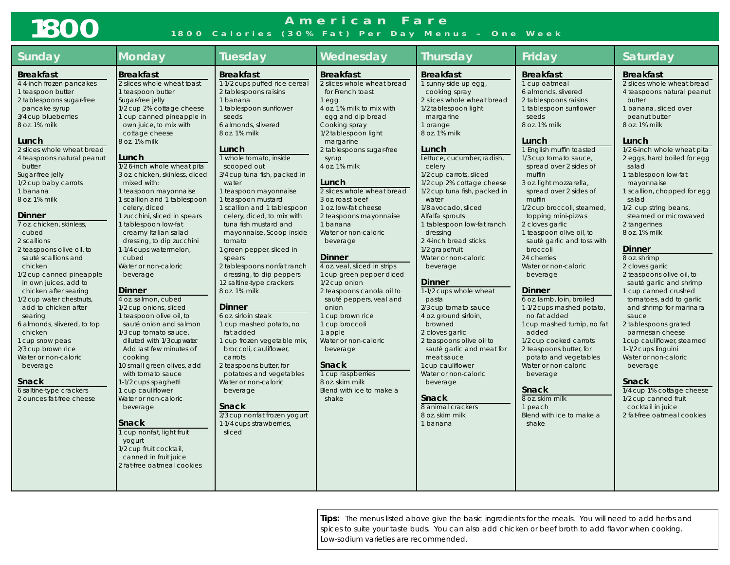# 1800 American Fare

## 1800 Calories (30% Fat) Per Day Menus – One Week

## Sunday

### Breakfast
- 4 4-inch frozen pancakes
- 1 teaspoon butter
- 2 tablespoons sugar-free pancake syrup
- 3/4 cup blueberries
- 8 oz. 1% milk

### Lunch
- 2 slices whole wheat bread
- 4 teaspoons natural peanut butter
- Sugar-free jelly
- 1/2 cup baby carrots
- 1 banana
- 8 oz. 1% milk

### Dinner
- 7 oz. chicken, skinless, cubed
- 2 scallions
- 2 teaspoons olive oil, to sauté scallions and chicken
- 1/2 cup canned pineapple in own juices, add to chicken after searing
- 1/2 cup water chestnuts, add to chicken after searing
- 6 almonds, slivered, to top chicken
- 1 cup snow peas
- 2/3 cup brown rice
- Water or non-caloric beverage

### Snack
- 6 saltine-type crackers
- 2 ounces fat-free cheese

## Monday

### Breakfast
- 2 slices whole wheat toast
- 1 teaspoon butter
- Sugar-free jelly
- 1/2 cup 2% cottage cheese
- 1 cup canned pineapple in own juice, to mix with cottage cheese
- 8 oz. 1% milk

### Lunch
- 1/2 6-inch whole wheat pita
- 3 oz. chicken, skinless, diced mixed with:
- 1 teaspoon mayonnaise
- 1 scallion and 1 tablespoon celery, diced
- 1 zucchini, sliced in spears
- 1 tablespoon low-fat creamy Italian salad dressing, to dip zucchini
- 1-1/4 cups watermelon, cubed
- Water or non-caloric beverage

### Dinner
- 4 oz. salmon, cubed
- 1/2 cup onions, sliced
- 1 teaspoon olive oil, to sauté onion and salmon
- 1/3 cup tomato sauce, diluted with 1/3 cup water. Add last few minutes of cooking
- 10 small green olives, add with tomato sauce
- 1-1/2 cups spaghetti
- 1 cup cauliflower
- Water or non-caloric beverage

### Snack
- 1 cup nonfat, light fruit yogurt
- 1/2 cup fruit cocktail, canned in fruit juice
- 2 fat-free oatmeal cookies

## Tuesday

### Breakfast
- 1-1/2 cups puffed rice cereal
- 2 tablespoons raisins
- 1 banana
- 1 tablespoon sunflower seeds
- 6 almonds, slivered
- 8 oz. 1% milk

### Lunch
- 1 whole tomato, inside scooped out
- 3/4 cup tuna fish, packed in water
- 1 teaspoon mayonnaise
- 1 teaspoon mustard
- 1 scallion and 1 tablespoon celery, diced, to mix with tuna fish mustard and mayonnaise. Scoop inside tomato
- 1 green pepper, sliced in spears
- 2 tablespoons nonfat ranch dressing, to dip peppers
- 12 saltine-type crackers
- 8 oz. 1% milk

### Dinner
- 6 oz. sirloin steak
- 1 cup mashed potato, no fat added
- 1 cup frozen vegetable mix, broccoli, cauliflower, carrots
- 2 teaspoons butter, for potatoes and vegetables
- Water or non-caloric beverage

### Snack
- 2/3 cup nonfat frozen yogurt
- 1-1/4 cups strawberries, sliced

## Wednesday

### Breakfast
- 2 slices whole wheat bread for French toast
- 1 egg
- 4 oz. 1% milk to mix with egg and dip bread
- Cooking spray
- 1/2 tablespoon light margarine
- 2 tablespoons sugar-free syrup
- 4 oz. 1% milk

### Lunch
- 2 slices whole wheat bread
- 3 oz. roast beef
- 1 oz. low-fat cheese
- 2 teaspoons mayonnaise
- 1 banana
- Water or non-caloric beverage

### Dinner
- 4 oz. veal, sliced in strips
- 1 cup green pepper diced
- 1/2 cup onion
- 2 teaspoons canola oil to sauté peppers, veal and onion
- 1 cup brown rice
- 1 cup broccoli
- 1 apple
- Water or non-caloric beverage

### Snack
- 1 cup raspberries
- 8 oz. skim milk
- Blend with ice to make a shake

## Thursday

### Breakfast
- 1 sunny-side up egg, cooking spray
- 2 slices whole wheat bread
- 1/2 tablespoon light margarine
- 1 orange
- 8 oz. 1% milk

### Lunch
- Lettuce, cucumber, radish, celery
- 1/2 cup carrots, sliced
- 1/2 cup 2% cottage cheese
- 1/2 cup tuna fish, packed in water
- 1/8 avocado, sliced
- Alfalfa sprouts
- 1 tablespoon low-fat ranch dressing
- 2 4-inch bread sticks
- 1/2 grapefruit
- Water or non-caloric beverage

### Dinner
- 1-1/2 cups whole wheat pasta
- 2/3 cup tomato sauce
- 4 oz. ground sirloin, browned
- 2 cloves garlic
- 2 teaspoons olive oil to sauté garlic and meat for meat sauce
- 1 cup cauliflower
- Water or non-caloric beverage

### Snack
- 8 animal crackers
- 8 oz. skim milk
- 1 banana

## Friday

### Breakfast
- 1 cup oatmeal
- 6 almonds, slivered
- 2 tablespoons raisins
- 1 tablespoon sunflower seeds
- 8 oz. 1% milk

### Lunch
- 1 English muffin toasted
- 1/3 cup tomato sauce, spread over 2 sides of muffin
- 3 oz. light mozzarella, spread over 2 sides of muffin
- 1/2 cup broccoli, steamed, topping mini-pizzas
- 2 cloves garlic
- 1 teaspoon olive oil, to sauté garlic and toss with broccoli
- 24 cherries
- Water or non-caloric beverage

### Dinner
- 6 oz. lamb, loin, broiled
- 1-1/2 cups mashed potato, no fat added
- 1 cup mashed turnip, no fat added
- 1/2 cup cooked carrots
- 2 teaspoons butter, for potato and vegetables
- Water or non-caloric beverage

### Snack
- 8 oz. skim milk
- 1 peach
- Blend with ice to make a shake

## Saturday

### Breakfast
- 2 slices whole wheat bread
- 4 teaspoons natural peanut butter
- 1 banana, sliced over peanut butter
- 8 oz. 1% milk

### Lunch
- 1/2 6-inch whole wheat pita
- 2 eggs, hard boiled for egg salad
- 1 tablespoon low-fat mayonnaise
- 1 scallion, chopped for egg salad
- 1/2 cup string beans, steamed or microwaved
- 2 tangerines
- 8 oz. 1% milk

### Dinner
- 8 oz. shrimp
- 2 cloves garlic
- 2 teaspoons olive oil, to sauté garlic and shrimp
- 1 cup canned crushed tomatoes, add to garlic and shrimp for marinara sauce
- 2 tablespoons grated parmesan cheese
- 1 cup cauliflower, steamed
- 1-1/2 cups linguini
- Water or non-caloric beverage

### Snack
- 1/4 cup 1% cottage cheese
- 1/2 cup canned fruit cocktail in juice
- 2 fat-free oatmeal cookies

**Tips:** The menus listed above give the basic ingredients for the meals. You will need to add herbs and spices to suite your taste buds. You can also add chicken or beef broth to add flavor when cooking. Low-sodium varieties are recommended.